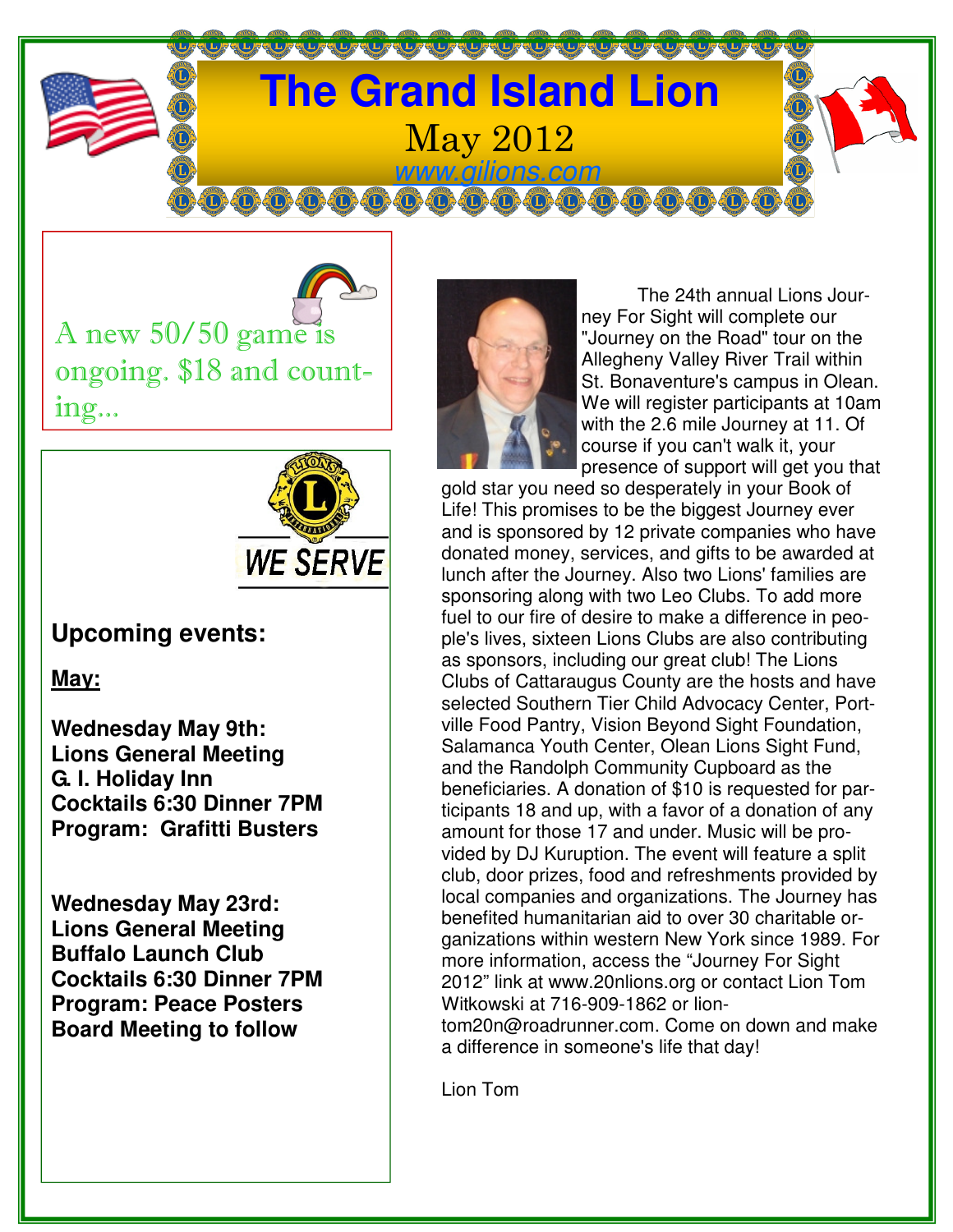# The Grand Island Lion

May 2012

www.gilions.com

A new 50/50 game is ongoing. $18 and counting...

WE SERVE

## Upcoming events:

**May:**

**Wednesday May 9th:**
**Lions General Meeting**
**G. I. Holiday Inn**
**Cocktails 6:30 Dinner 7PM**
**Program: Grafitti Busters**

**Wednesday May 23rd:**
**Lions General Meeting**
**Buffalo Launch Club**
**Cocktails 6:30 Dinner 7PM**
**Program: Peace Posters**
**Board Meeting to follow**

The 24th annual Lions Journey For Sight will complete our "Journey on the Road" tour on the Allegheny Valley River Trail within St. Bonaventure's campus in Olean. We will register participants at 10am with the 2.6 mile Journey at 11. Of course if you can't walk it, your presence of support will get you that gold star you need so desperately in your Book of Life! This promises to be the biggest Journey ever and is sponsored by 12 private companies who have donated money, services, and gifts to be awarded at lunch after the Journey. Also two Lions' families are sponsoring along with two Leo Clubs. To add more fuel to our fire of desire to make a difference in people's lives, sixteen Lions Clubs are also contributing as sponsors, including our great club! The Lions Clubs of Cattaraugus County are the hosts and have selected Southern Tier Child Advocacy Center, Portville Food Pantry, Vision Beyond Sight Foundation, Salamanca Youth Center, Olean Lions Sight Fund, and the Randolph Community Cupboard as the beneficiaries. A donation of $10 is requested for participants 18 and up, with a favor of a donation of any amount for those 17 and under. Music will be provided by DJ Kuruption. The event will feature a split club, door prizes, food and refreshments provided by local companies and organizations. The Journey has benefited humanitarian aid to over 30 charitable organizations within western New York since 1989. For more information, access the "Journey For Sight 2012" link at www.20nlions.org or contact Lion Tom Witkowski at 716-909-1862 or liontom20n@roadrunner.com. Come on down and make a difference in someone's life that day!

Lion Tom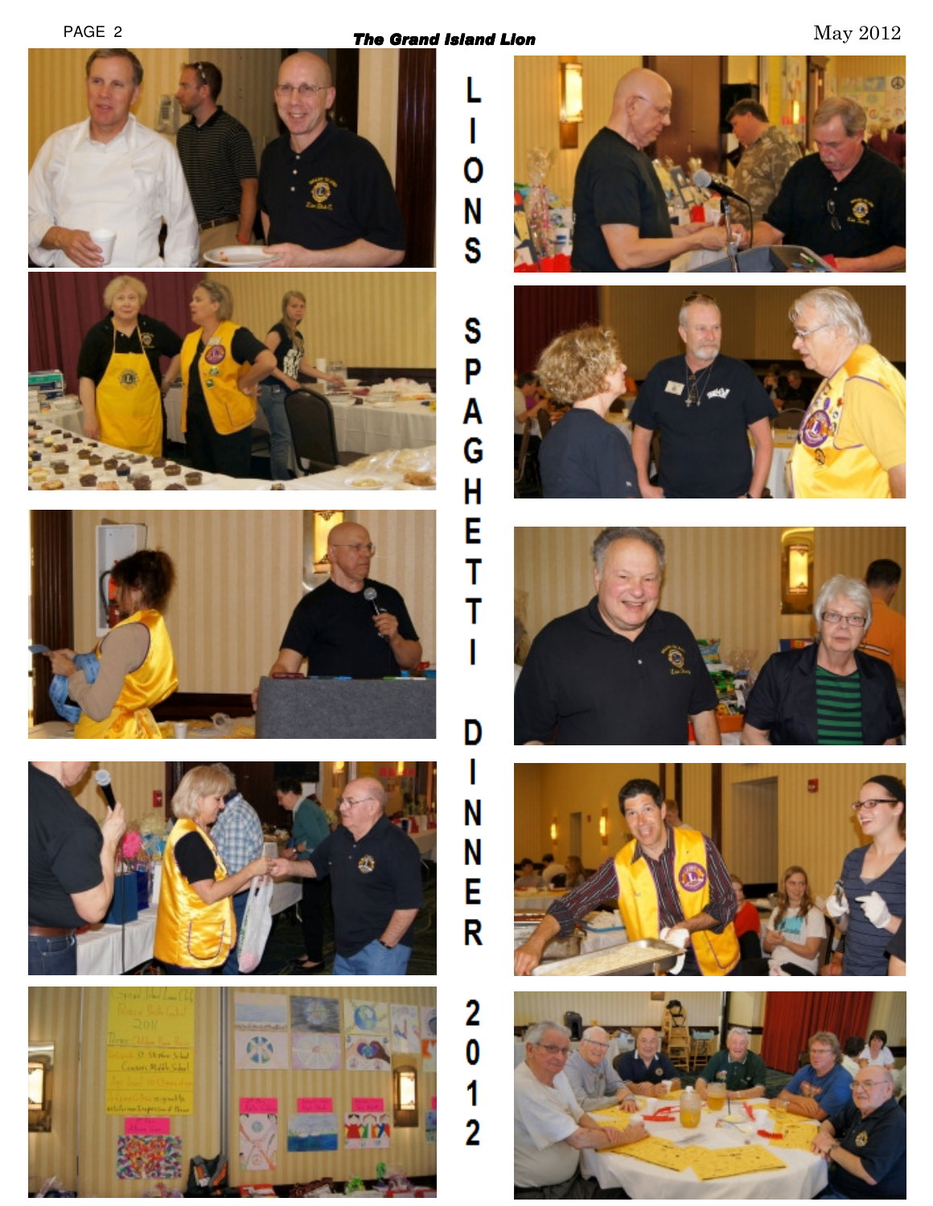# LIONS SPAGHETTI DINNER 2012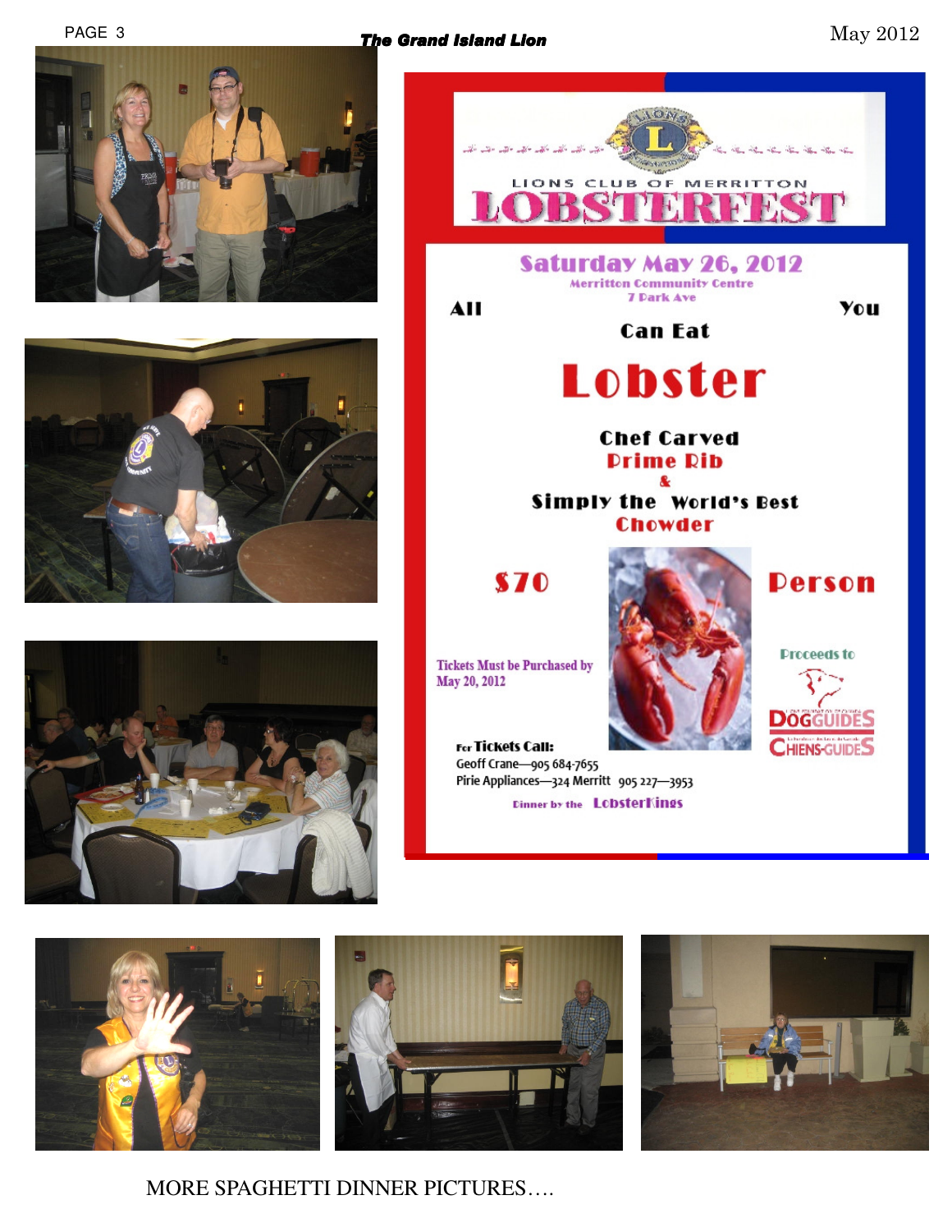LIONS CLUB OF MERRITTON

# LOBSTERFEST

## Saturday May 26, 2012

Merritton Community Centre
7 Park Ave

All You Can Eat

# Lobster

**Chef Carved**
**Prime Rib**
&
**Simply the World's Best**
**Chowder**

**$70 Person**

Tickets Must be Purchased by May 20, 2012

Proceeds to DOGGUIDES CHIENS-GUIDES

For **Tickets Call:**
Geoff Crane—905 684-7655
Pirie Appliances—324 Merritt 905 227—3953

Dinner by the LobsterKings

MORE SPAGHETTI DINNER PICTURES….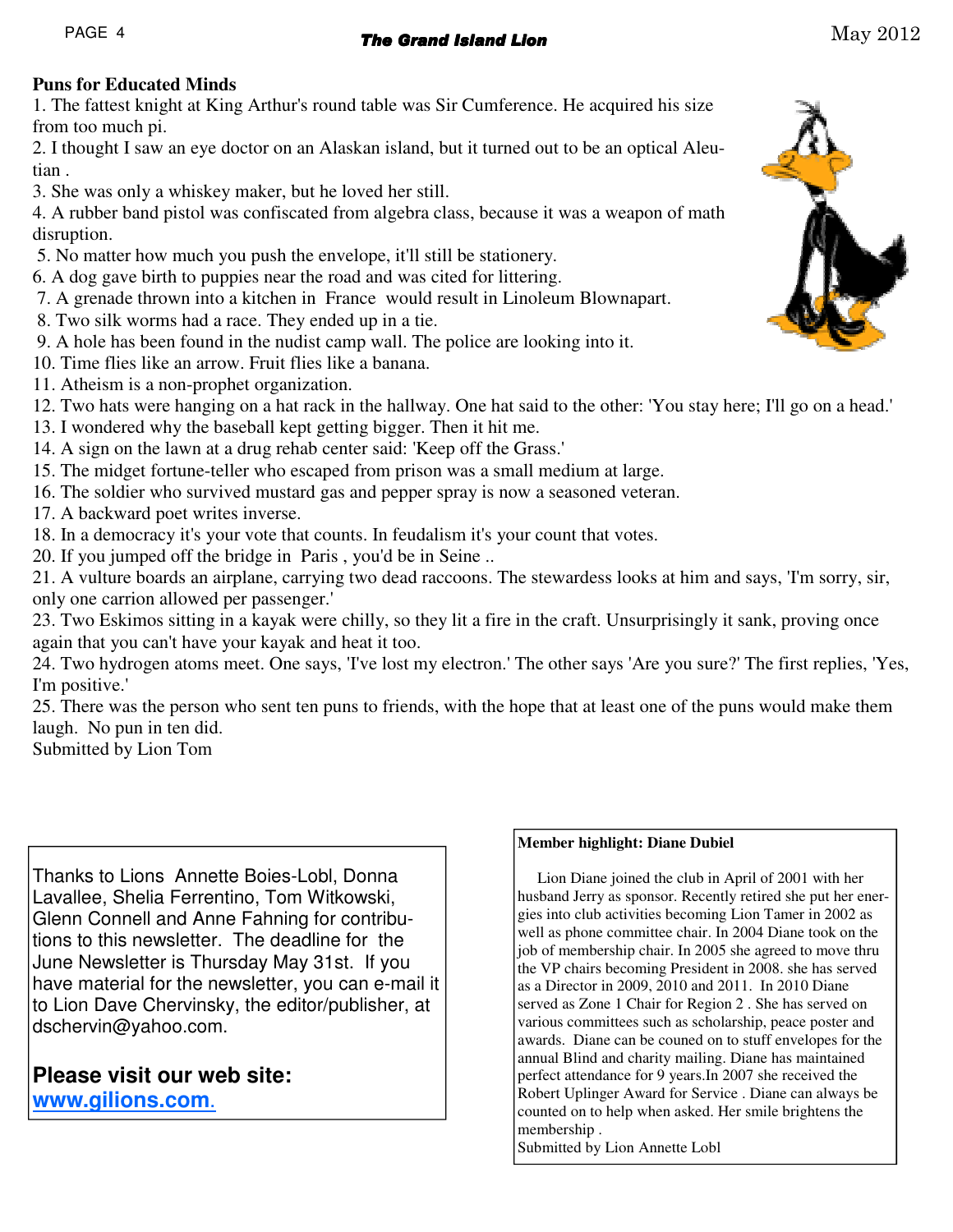**Puns for Educated Minds**

1. The fattest knight at King Arthur's round table was Sir Cumference. He acquired his size from too much pi.
2. I thought I saw an eye doctor on an Alaskan island, but it turned out to be an optical Aleutian .
3. She was only a whiskey maker, but he loved her still.
4. A rubber band pistol was confiscated from algebra class, because it was a weapon of math disruption.
5. No matter how much you push the envelope, it'll still be stationery.
6. A dog gave birth to puppies near the road and was cited for littering.
7. A grenade thrown into a kitchen in France would result in Linoleum Blownapart.
8. Two silk worms had a race. They ended up in a tie.
9. A hole has been found in the nudist camp wall. The police are looking into it.
10. Time flies like an arrow. Fruit flies like a banana.
11. Atheism is a non-prophet organization.
12. Two hats were hanging on a hat rack in the hallway. One hat said to the other: 'You stay here; I'll go on a head.'
13. I wondered why the baseball kept getting bigger. Then it hit me.
14. A sign on the lawn at a drug rehab center said: 'Keep off the Grass.'
15. The midget fortune-teller who escaped from prison was a small medium at large.
16. The soldier who survived mustard gas and pepper spray is now a seasoned veteran.
17. A backward poet writes inverse.
18. In a democracy it's your vote that counts. In feudalism it's your count that votes.
20. If you jumped off the bridge in Paris , you'd be in Seine ..
21. A vulture boards an airplane, carrying two dead raccoons. The stewardess looks at him and says, 'I'm sorry, sir, only one carrion allowed per passenger.'
23. Two Eskimos sitting in a kayak were chilly, so they lit a fire in the craft. Unsurprisingly it sank, proving once again that you can't have your kayak and heat it too.
24. Two hydrogen atoms meet. One says, 'I've lost my electron.' The other says 'Are you sure?' The first replies, 'Yes, I'm positive.'
25. There was the person who sent ten puns to friends, with the hope that at least one of the puns would make them laugh. No pun in ten did.

Submitted by Lion Tom

Thanks to Lions Annette Boies-Lobl, Donna Lavallee, Shelia Ferrentino, Tom Witkowski, Glenn Connell and Anne Fahning for contributions to this newsletter. The deadline for the June Newsletter is Thursday May 31st. If you have material for the newsletter, you can e-mail it to Lion Dave Chervinsky, the editor/publisher, at dschervin@yahoo.com.

**Please visit our web site: www.gilions.com.**

**Member highlight: Diane Dubiel**

Lion Diane joined the club in April of 2001 with her husband Jerry as sponsor. Recently retired she put her energies into club activities becoming Lion Tamer in 2002 as well as phone committee chair. In 2004 Diane took on the job of membership chair. In 2005 she agreed to move thru the VP chairs becoming President in 2008. she has served as a Director in 2009, 2010 and 2011. In 2010 Diane served as Zone 1 Chair for Region 2 . She has served on various committees such as scholarship, peace poster and awards. Diane can be couned on to stuff envelopes for the annual Blind and charity mailing. Diane has maintained perfect attendance for 9 years.In 2007 she received the Robert Uplinger Award for Service . Diane can always be counted on to help when asked. Her smile brightens the membership .

Submitted by Lion Annette Lobl